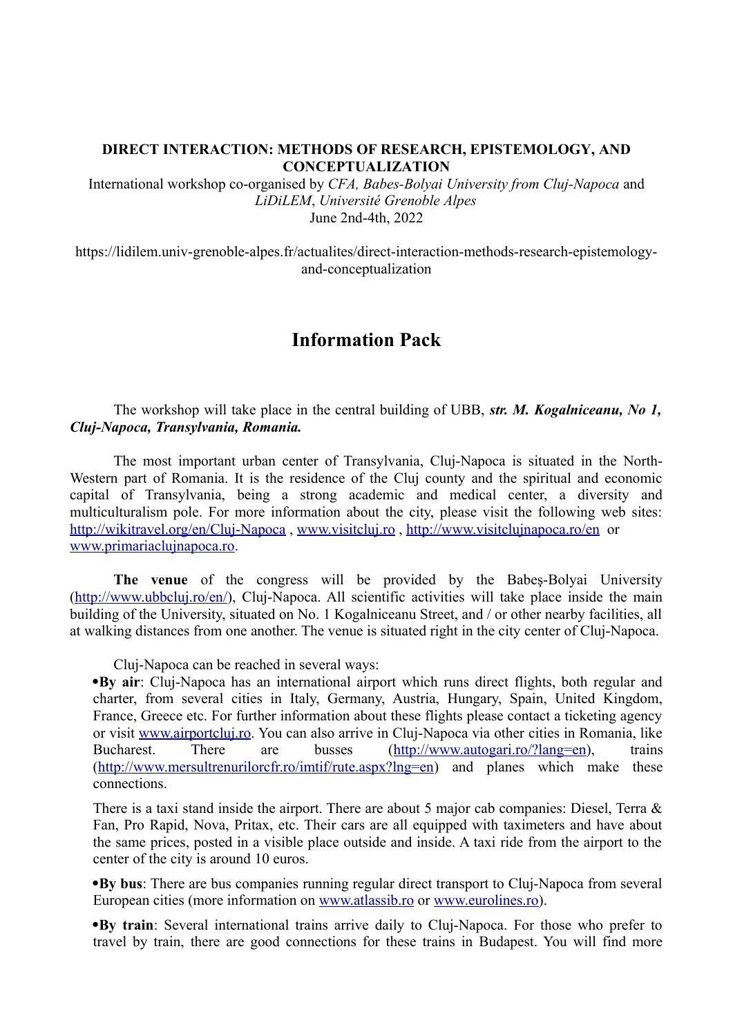**DIRECT INTERACTION: METHODS OF RESEARCH, EPISTEMOLOGY, AND CONCEPTUALIZATION**

International workshop co-organised by *CFA, Babes-Bolyai University from Cluj-Napoca* and *LiDiLEM*, *Université Grenoble Alpes*

June 2nd-4th, 2022

https://lidilem.univ-grenoble-alpes.fr/actualites/direct-interaction-methods-research-epistemology-and-conceptualization

## Information Pack

The workshop will take place in the central building of UBB, ***str. M. Kogalniceanu, No 1, Cluj-Napoca, Transylvania, Romania.***

The most important urban center of Transylvania, Cluj-Napoca is situated in the North-Western part of Romania. It is the residence of the Cluj county and the spiritual and economic capital of Transylvania, being a strong academic and medical center, a diversity and multiculturalism pole. For more information about the city, please visit the following web sites: http://wikitravel.org/en/Cluj-Napoca , www.visitcluj.ro , http://www.visitclujnapoca.ro/en or www.primariaclujnapoca.ro.

**The venue** of the congress will be provided by the Babeş-Bolyai University (http://www.ubbcluj.ro/en/), Cluj-Napoca. All scientific activities will take place inside the main building of the University, situated on No. 1 Kogalniceanu Street, and / or other nearby facilities, all at walking distances from one another. The venue is situated right in the city center of Cluj-Napoca.

Cluj-Napoca can be reached in several ways:

- **By air**: Cluj-Napoca has an international airport which runs direct flights, both regular and charter, from several cities in Italy, Germany, Austria, Hungary, Spain, United Kingdom, France, Greece etc. For further information about these flights please contact a ticketing agency or visit www.airportcluj.ro. You can also arrive in Cluj-Napoca via other cities in Romania, like Bucharest. There are busses (http://www.autogari.ro/?lang=en), trains (http://www.mersultrenurilorcfr.ro/imtif/rute.aspx?lng=en) and planes which make these connections.

  There is a taxi stand inside the airport. There are about 5 major cab companies: Diesel, Terra & Fan, Pro Rapid, Nova, Pritax, etc. Their cars are all equipped with taximeters and have about the same prices, posted in a visible place outside and inside. A taxi ride from the airport to the center of the city is around 10 euros.

- **By bus**: There are bus companies running regular direct transport to Cluj-Napoca from several European cities (more information on www.atlassib.ro or www.eurolines.ro).

- **By train**: Several international trains arrive daily to Cluj-Napoca. For those who prefer to travel by train, there are good connections for these trains in Budapest. You will find more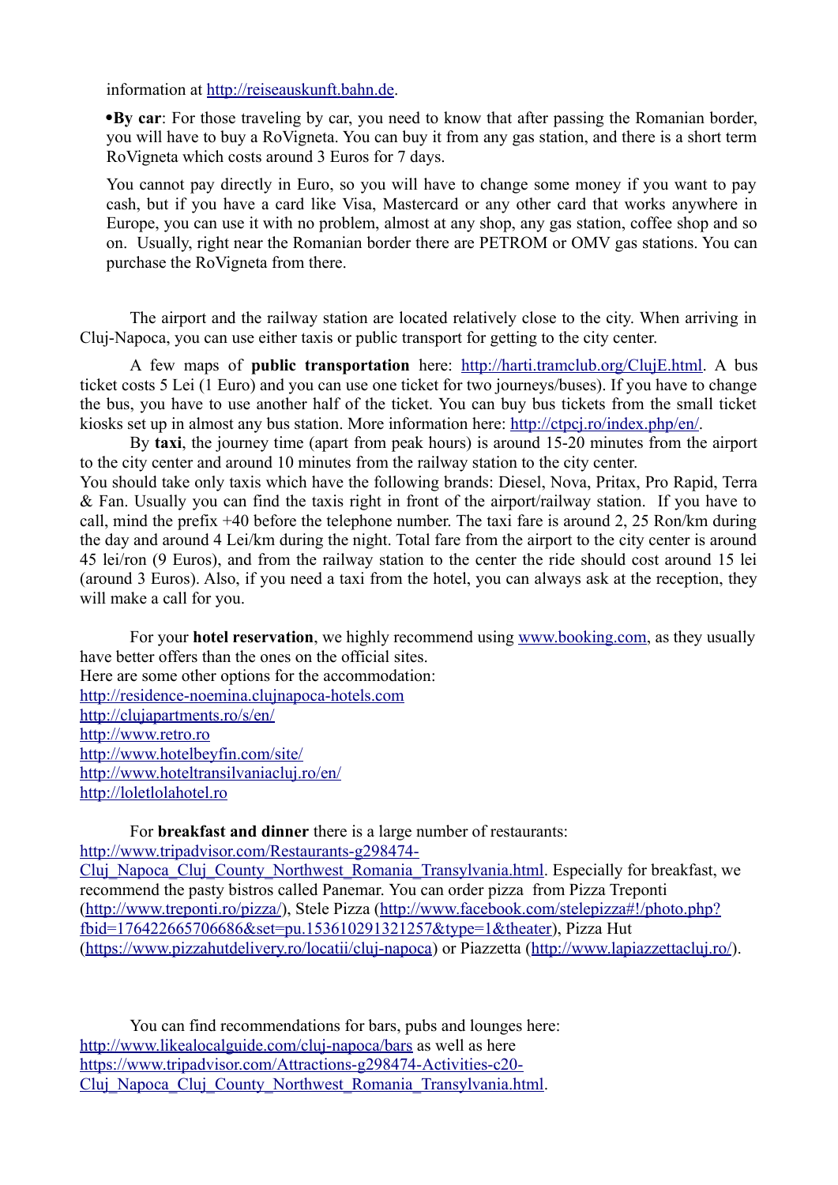information at http://reiseauskunft.bahn.de.

- **By car**: For those traveling by car, you need to know that after passing the Romanian border, you will have to buy a RoVigneta. You can buy it from any gas station, and there is a short term RoVigneta which costs around 3 Euros for 7 days.

  You cannot pay directly in Euro, so you will have to change some money if you want to pay cash, but if you have a card like Visa, Mastercard or any other card that works anywhere in Europe, you can use it with no problem, almost at any shop, any gas station, coffee shop and so on. Usually, right near the Romanian border there are PETROM or OMV gas stations. You can purchase the RoVigneta from there.

The airport and the railway station are located relatively close to the city. When arriving in Cluj-Napoca, you can use either taxis or public transport for getting to the city center.

A few maps of **public transportation** here: http://harti.tramclub.org/ClujE.html. A bus ticket costs 5 Lei (1 Euro) and you can use one ticket for two journeys/buses). If you have to change the bus, you have to use another half of the ticket. You can buy bus tickets from the small ticket kiosks set up in almost any bus station. More information here: http://ctpcj.ro/index.php/en/.

By **taxi**, the journey time (apart from peak hours) is around 15-20 minutes from the airport to the city center and around 10 minutes from the railway station to the city center.
You should take only taxis which have the following brands: Diesel, Nova, Pritax, Pro Rapid, Terra & Fan. Usually you can find the taxis right in front of the airport/railway station. If you have to call, mind the prefix +40 before the telephone number. The taxi fare is around 2, 25 Ron/km during the day and around 4 Lei/km during the night. Total fare from the airport to the city center is around 45 lei/ron (9 Euros), and from the railway station to the center the ride should cost around 15 lei (around 3 Euros). Also, if you need a taxi from the hotel, you can always ask at the reception, they will make a call for you.

For your **hotel reservation**, we highly recommend using www.booking.com, as they usually have better offers than the ones on the official sites.
Here are some other options for the accommodation:
http://residence-noemina.clujnapoca-hotels.com
http://clujapartments.ro/s/en/
http://www.retro.ro
http://www.hotelbeyfin.com/site/
http://www.hoteltransilvaniacluj.ro/en/
http://loletlolahotel.ro

For **breakfast and dinner** there is a large number of restaurants: http://www.tripadvisor.com/Restaurants-g298474-Cluj_Napoca_Cluj_County_Northwest_Romania_Transylvania.html. Especially for breakfast, we recommend the pasty bistros called Panemar. You can order pizza from Pizza Treponti (http://www.treponti.ro/pizza/), Stele Pizza (http://www.facebook.com/stelepizza#!/photo.php?fbid=176422665706686&set=pu.153610291321257&type=1&theater), Pizza Hut (https://www.pizzahutdelivery.ro/locatii/cluj-napoca) or Piazzetta (http://www.lapiazzettacluj.ro/).

You can find recommendations for bars, pubs and lounges here: http://www.likealocalguide.com/cluj-napoca/bars as well as here https://www.tripadvisor.com/Attractions-g298474-Activities-c20-Cluj_Napoca_Cluj_County_Northwest_Romania_Transylvania.html.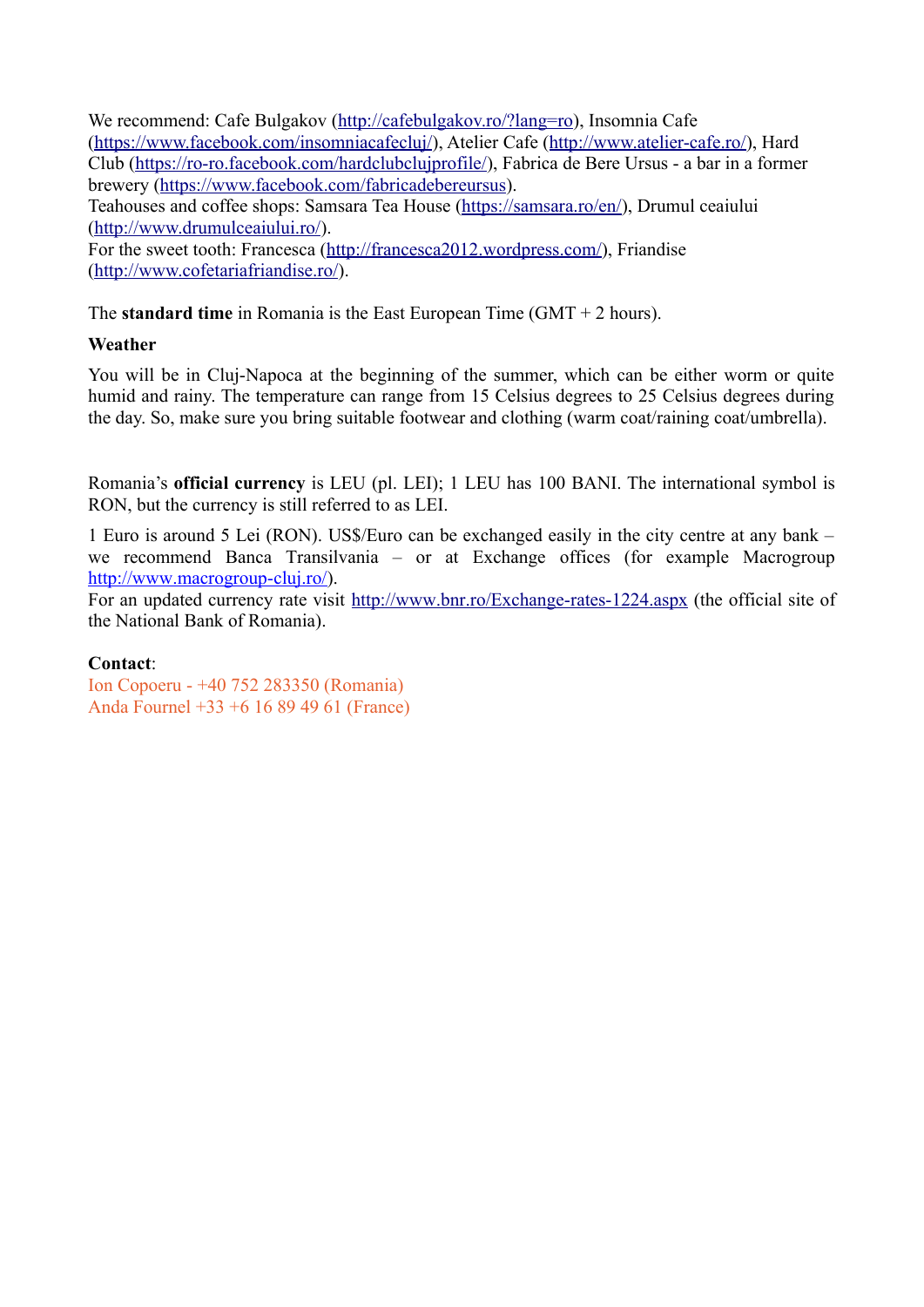We recommend: Cafe Bulgakov (http://cafebulgakov.ro/?lang=ro), Insomnia Cafe (https://www.facebook.com/insomniacafecluj/), Atelier Cafe (http://www.atelier-cafe.ro/), Hard Club (https://ro-ro.facebook.com/hardclubclujprofile/), Fabrica de Bere Ursus - a bar in a former brewery (https://www.facebook.com/fabricadebereursus).
Teahouses and coffee shops: Samsara Tea House (https://samsara.ro/en/), Drumul ceaiului (http://www.drumulceaiului.ro/).
For the sweet tooth: Francesca (http://francesca2012.wordpress.com/), Friandise (http://www.cofetariafriandise.ro/).

The **standard time** in Romania is the East European Time (GMT + 2 hours).

**Weather**

You will be in Cluj-Napoca at the beginning of the summer, which can be either worm or quite humid and rainy. The temperature can range from 15 Celsius degrees to 25 Celsius degrees during the day. So, make sure you bring suitable footwear and clothing (warm coat/raining coat/umbrella).

Romania's **official currency** is LEU (pl. LEI); 1 LEU has 100 BANI. The international symbol is RON, but the currency is still referred to as LEI.

1 Euro is around 5 Lei (RON). US$/Euro can be exchanged easily in the city centre at any bank – we recommend Banca Transilvania – or at Exchange offices (for example Macrogroup http://www.macrogroup-cluj.ro/).
For an updated currency rate visit http://www.bnr.ro/Exchange-rates-1224.aspx (the official site of the National Bank of Romania).

**Contact**:
Ion Copoeru - +40 752 283350 (Romania)
Anda Fournel +33 +6 16 89 49 61 (France)